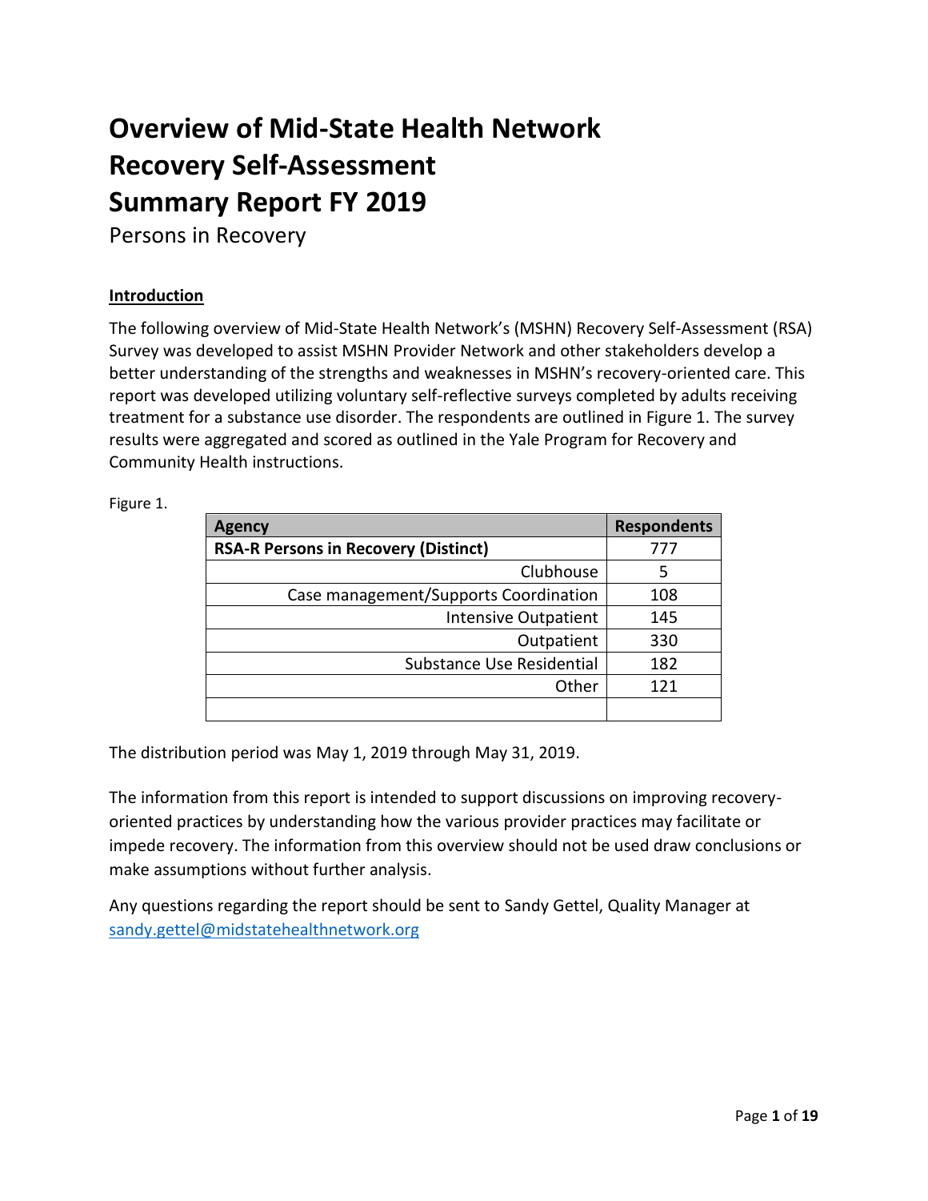# Overview of Mid-State Health Network Recovery Self-Assessment Summary Report FY 2019

Persons in Recovery

## Introduction

The following overview of Mid-State Health Network's (MSHN) Recovery Self-Assessment (RSA) Survey was developed to assist MSHN Provider Network and other stakeholders develop a better understanding of the strengths and weaknesses in MSHN's recovery-oriented care. This report was developed utilizing voluntary self-reflective surveys completed by adults receiving treatment for a substance use disorder. The respondents are outlined in Figure 1. The survey results were aggregated and scored as outlined in the Yale Program for Recovery and Community Health instructions.

Figure 1.

| Agency | Respondents |
|---|---|
| **RSA-R Persons in Recovery (Distinct)** | 777 |
| Clubhouse | 5 |
| Case management/Supports Coordination | 108 |
| Intensive Outpatient | 145 |
| Outpatient | 330 |
| Substance Use Residential | 182 |
| Other | 121 |
| | |

The distribution period was May 1, 2019 through May 31, 2019.

The information from this report is intended to support discussions on improving recovery-oriented practices by understanding how the various provider practices may facilitate or impede recovery. The information from this overview should not be used draw conclusions or make assumptions without further analysis.

Any questions regarding the report should be sent to Sandy Gettel, Quality Manager at [sandy.gettel@midstatehealthnetwork.org](mailto:sandy.gettel@midstatehealthnetwork.org)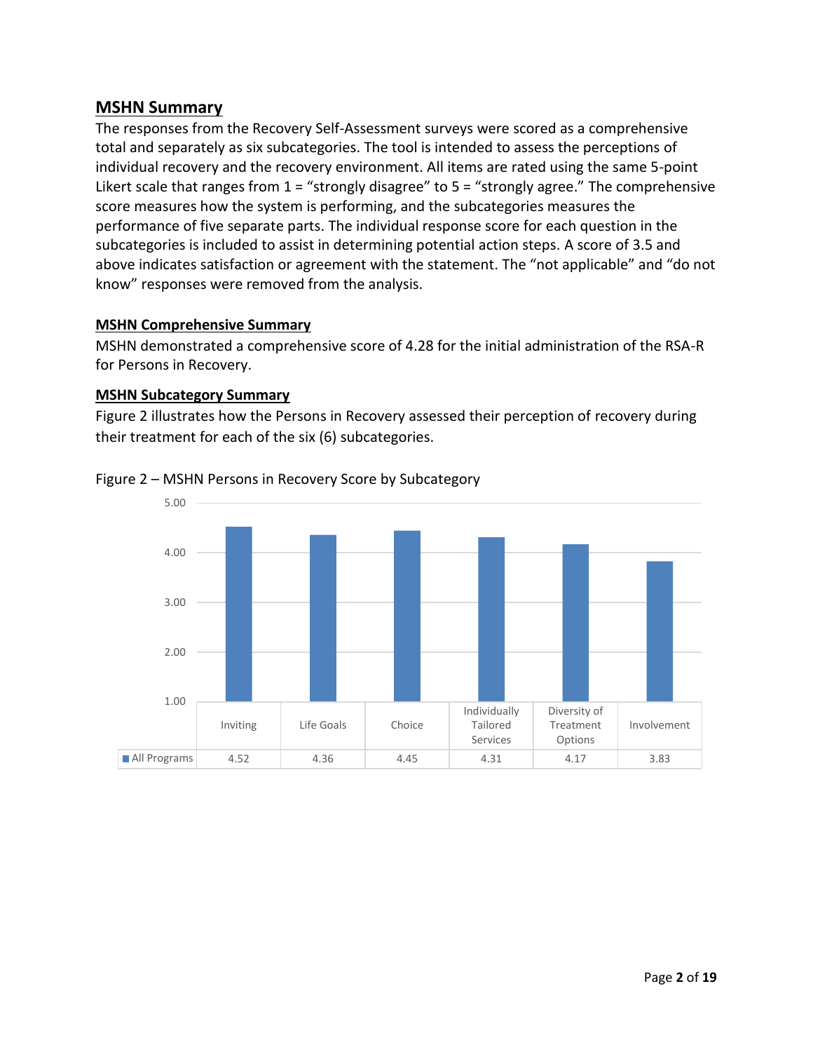## MSHN Summary

The responses from the Recovery Self-Assessment surveys were scored as a comprehensive total and separately as six subcategories. The tool is intended to assess the perceptions of individual recovery and the recovery environment. All items are rated using the same 5-point Likert scale that ranges from 1 = "strongly disagree" to 5 = "strongly agree." The comprehensive score measures how the system is performing, and the subcategories measures the performance of five separate parts. The individual response score for each question in the subcategories is included to assist in determining potential action steps. A score of 3.5 and above indicates satisfaction or agreement with the statement. The "not applicable" and "do not know" responses were removed from the analysis.

### MSHN Comprehensive Summary

MSHN demonstrated a comprehensive score of 4.28 for the initial administration of the RSA-R for Persons in Recovery.

### MSHN Subcategory Summary

Figure 2 illustrates how the Persons in Recovery assessed their perception of recovery during their treatment for each of the six (6) subcategories.

Figure 2 – MSHN Persons in Recovery Score by Subcategory

| | Inviting | Life Goals | Choice | Individually Tailored Services | Diversity of Treatment Options | Involvement |
|---|---|---|---|---|---|---|
| All Programs | 4.52 | 4.36 | 4.45 | 4.31 | 4.17 | 3.83 |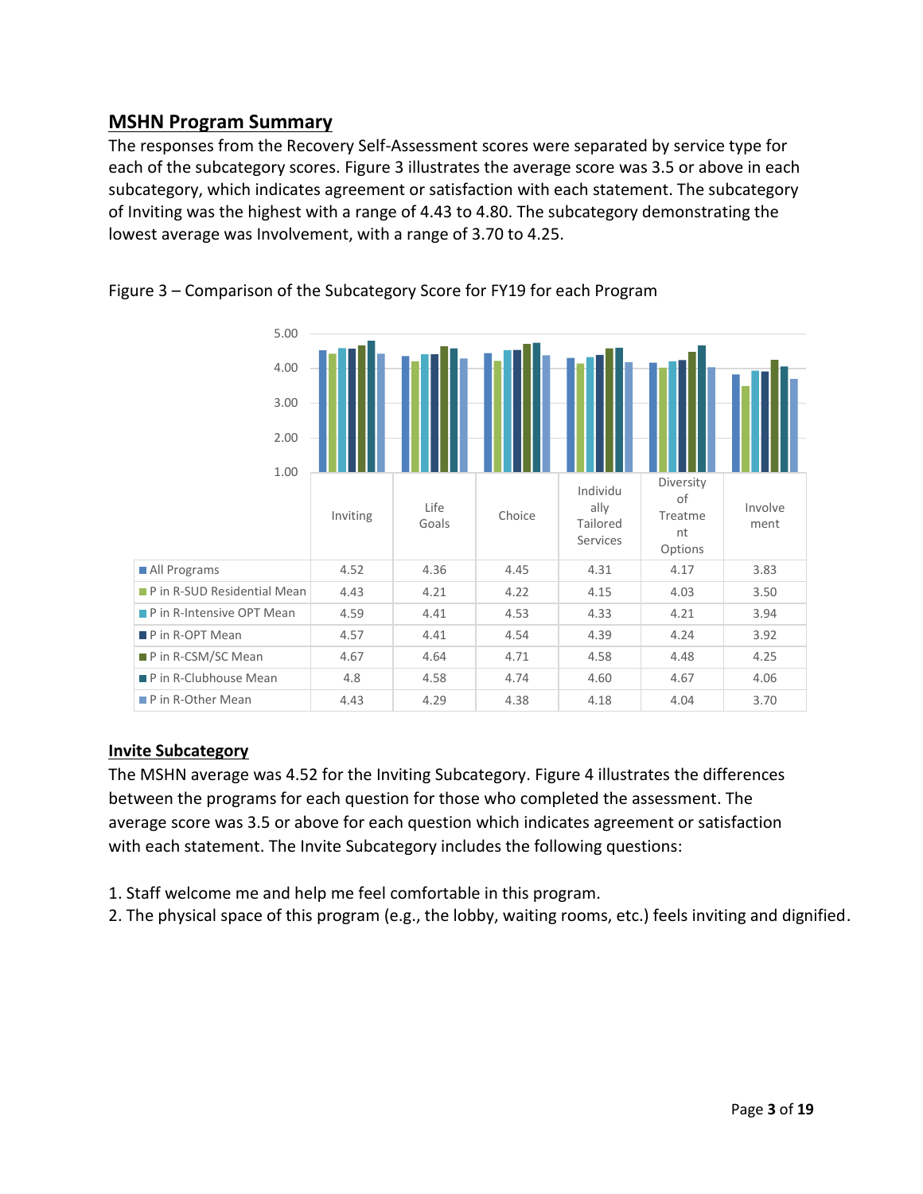## MSHN Program Summary

The responses from the Recovery Self-Assessment scores were separated by service type for each of the subcategory scores. Figure 3 illustrates the average score was 3.5 or above in each subcategory, which indicates agreement or satisfaction with each statement. The subcategory of Inviting was the highest with a range of 4.43 to 4.80. The subcategory demonstrating the lowest average was Involvement, with a range of 3.70 to 4.25.

Figure 3 – Comparison of the Subcategory Score for FY19 for each Program

| | Inviting | Life Goals | Choice | Individually Tailored Services | Diversity of Treatment Options | Involvement |
|---|---|---|---|---|---|---|
| All Programs | 4.52 | 4.36 | 4.45 | 4.31 | 4.17 | 3.83 |
| P in R-SUD Residential Mean | 4.43 | 4.21 | 4.22 | 4.15 | 4.03 | 3.50 |
| P in R-Intensive OPT Mean | 4.59 | 4.41 | 4.53 | 4.33 | 4.21 | 3.94 |
| P in R-OPT Mean | 4.57 | 4.41 | 4.54 | 4.39 | 4.24 | 3.92 |
| P in R-CSM/SC Mean | 4.67 | 4.64 | 4.71 | 4.58 | 4.48 | 4.25 |
| P in R-Clubhouse Mean | 4.8 | 4.58 | 4.74 | 4.60 | 4.67 | 4.06 |
| P in R-Other Mean | 4.43 | 4.29 | 4.38 | 4.18 | 4.04 | 3.70 |

### Invite Subcategory

The MSHN average was 4.52 for the Inviting Subcategory. Figure 4 illustrates the differences between the programs for each question for those who completed the assessment. The average score was 3.5 or above for each question which indicates agreement or satisfaction with each statement. The Invite Subcategory includes the following questions:

1. Staff welcome me and help me feel comfortable in this program.
2. The physical space of this program (e.g., the lobby, waiting rooms, etc.) feels inviting and dignified.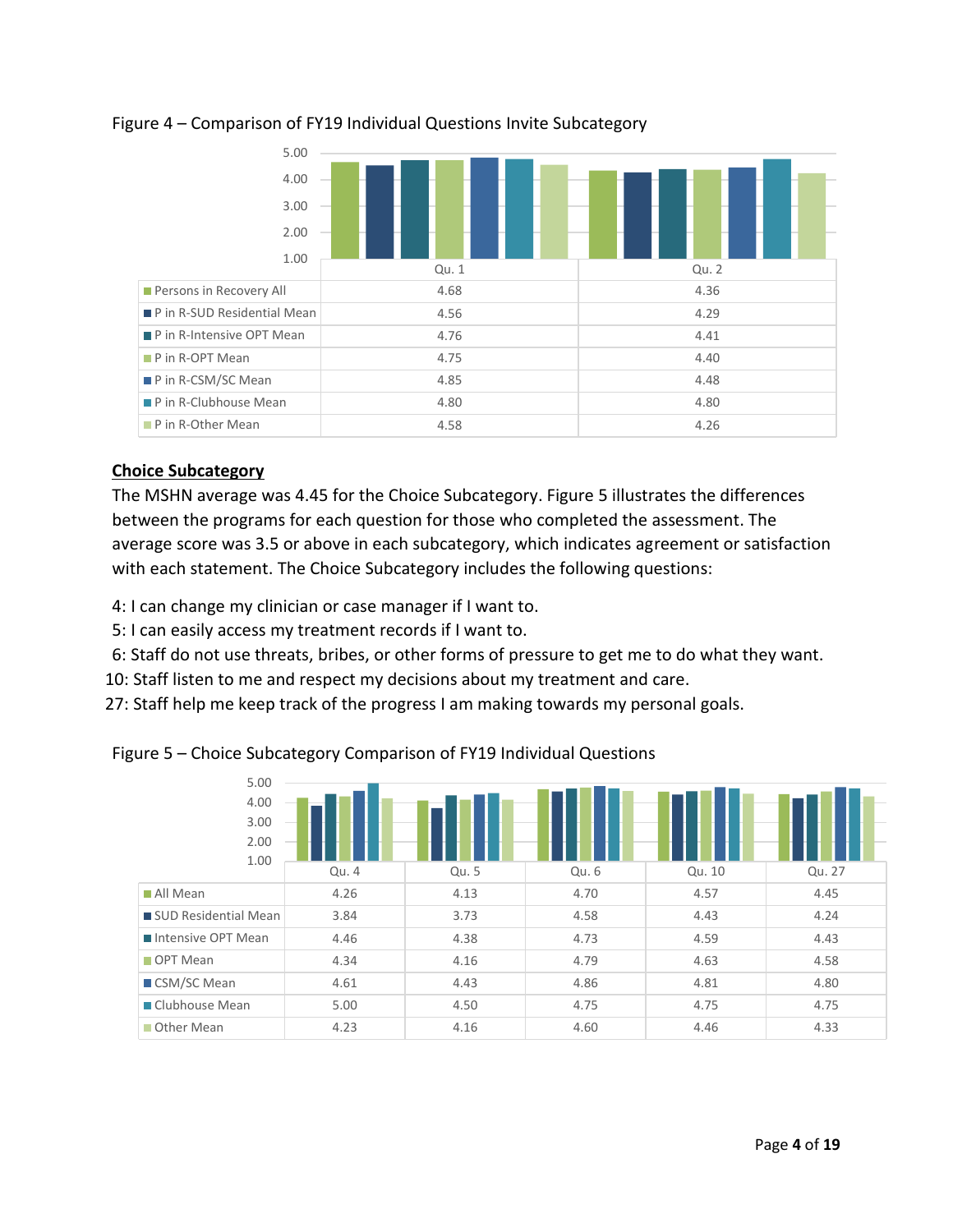Figure 4 – Comparison of FY19 Individual Questions Invite Subcategory

| | Qu. 1 | Qu. 2 |
|---|---|---|
| Persons in Recovery All | 4.68 | 4.36 |
| P in R-SUD Residential Mean | 4.56 | 4.29 |
| P in R-Intensive OPT Mean | 4.76 | 4.41 |
| P in R-OPT Mean | 4.75 | 4.40 |
| P in R-CSM/SC Mean | 4.85 | 4.48 |
| P in R-Clubhouse Mean | 4.80 | 4.80 |
| P in R-Other Mean | 4.58 | 4.26 |

## Choice Subcategory

The MSHN average was 4.45 for the Choice Subcategory. Figure 5 illustrates the differences between the programs for each question for those who completed the assessment. The average score was 3.5 or above in each subcategory, which indicates agreement or satisfaction with each statement. The Choice Subcategory includes the following questions:

4: I can change my clinician or case manager if I want to.
5: I can easily access my treatment records if I want to.
6: Staff do not use threats, bribes, or other forms of pressure to get me to do what they want.
10: Staff listen to me and respect my decisions about my treatment and care.
27: Staff help me keep track of the progress I am making towards my personal goals.

Figure 5 – Choice Subcategory Comparison of FY19 Individual Questions

| | Qu. 4 | Qu. 5 | Qu. 6 | Qu. 10 | Qu. 27 |
|---|---|---|---|---|---|
| All Mean | 4.26 | 4.13 | 4.70 | 4.57 | 4.45 |
| SUD Residential Mean | 3.84 | 3.73 | 4.58 | 4.43 | 4.24 |
| Intensive OPT Mean | 4.46 | 4.38 | 4.73 | 4.59 | 4.43 |
| OPT Mean | 4.34 | 4.16 | 4.79 | 4.63 | 4.58 |
| CSM/SC Mean | 4.61 | 4.43 | 4.86 | 4.81 | 4.80 |
| Clubhouse Mean | 5.00 | 4.50 | 4.75 | 4.75 | 4.75 |
| Other Mean | 4.23 | 4.16 | 4.60 | 4.46 | 4.33 |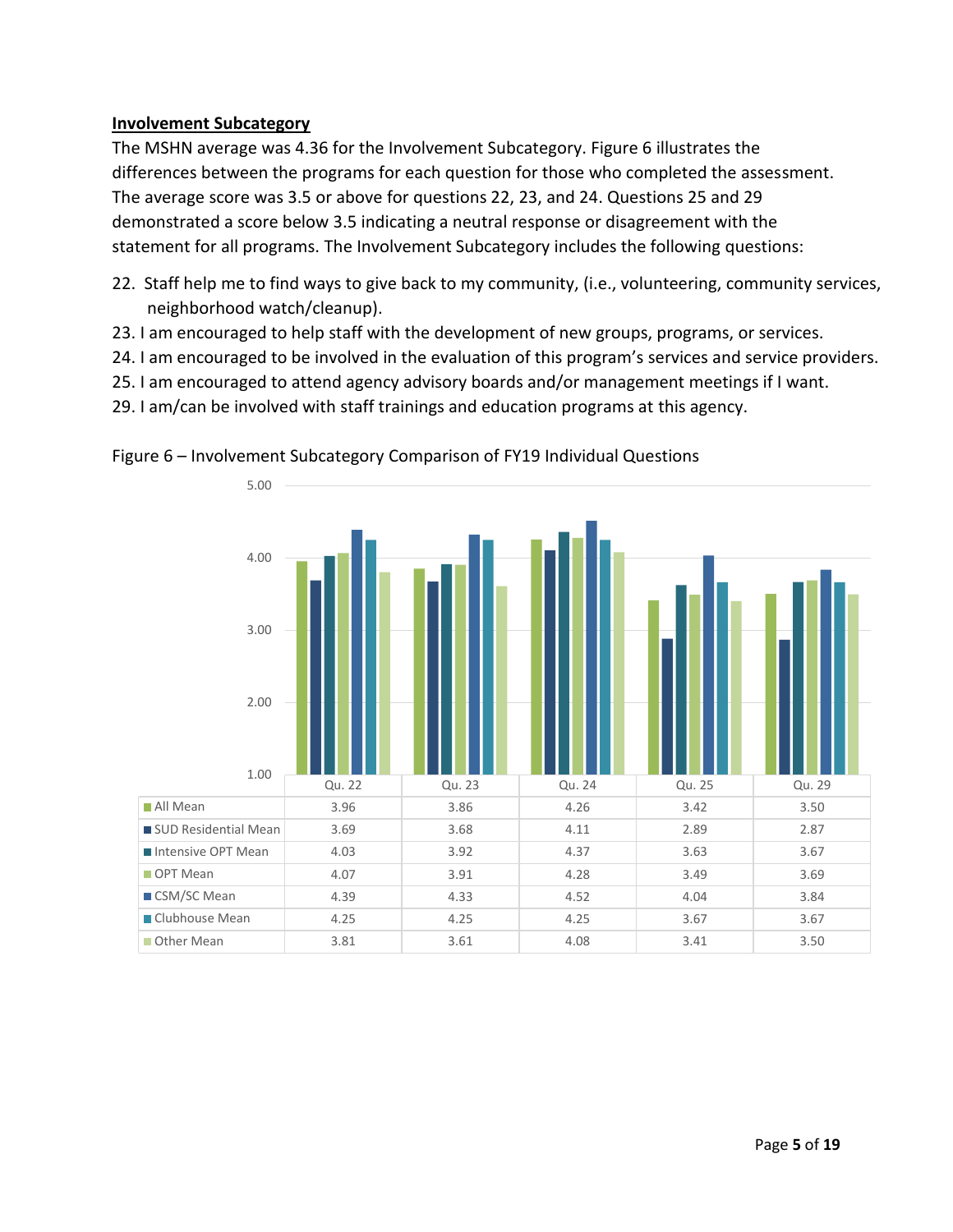### Involvement Subcategory

The MSHN average was 4.36 for the Involvement Subcategory. Figure 6 illustrates the differences between the programs for each question for those who completed the assessment. The average score was 3.5 or above for questions 22, 23, and 24. Questions 25 and 29 demonstrated a score below 3.5 indicating a neutral response or disagreement with the statement for all programs. The Involvement Subcategory includes the following questions:

22. Staff help me to find ways to give back to my community, (i.e., volunteering, community services, neighborhood watch/cleanup).
23. I am encouraged to help staff with the development of new groups, programs, or services.
24. I am encouraged to be involved in the evaluation of this program's services and service providers.
25. I am encouraged to attend agency advisory boards and/or management meetings if I want.
29. I am/can be involved with staff trainings and education programs at this agency.

Figure 6 – Involvement Subcategory Comparison of FY19 Individual Questions

| | Qu. 22 | Qu. 23 | Qu. 24 | Qu. 25 | Qu. 29 |
|---|---|---|---|---|---|
| All Mean | 3.96 | 3.86 | 4.26 | 3.42 | 3.50 |
| SUD Residential Mean | 3.69 | 3.68 | 4.11 | 2.89 | 2.87 |
| Intensive OPT Mean | 4.03 | 3.92 | 4.37 | 3.63 | 3.67 |
| OPT Mean | 4.07 | 3.91 | 4.28 | 3.49 | 3.69 |
| CSM/SC Mean | 4.39 | 4.33 | 4.52 | 4.04 | 3.84 |
| Clubhouse Mean | 4.25 | 4.25 | 4.25 | 3.67 | 3.67 |
| Other Mean | 3.81 | 3.61 | 4.08 | 3.41 | 3.50 |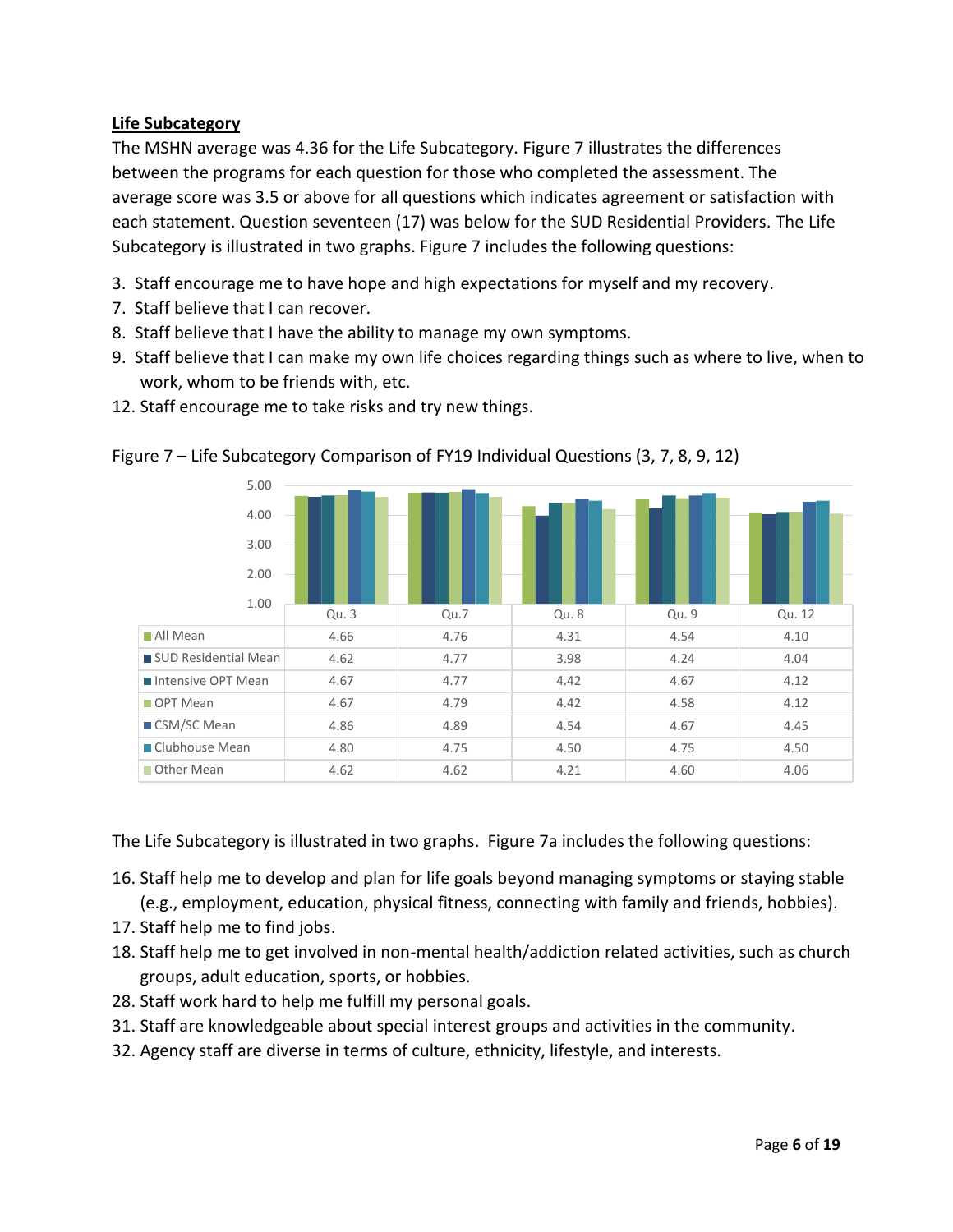**Life Subcategory**

The MSHN average was 4.36 for the Life Subcategory. Figure 7 illustrates the differences between the programs for each question for those who completed the assessment. The average score was 3.5 or above for all questions which indicates agreement or satisfaction with each statement. Question seventeen (17) was below for the SUD Residential Providers. The Life Subcategory is illustrated in two graphs. Figure 7 includes the following questions:

3. Staff encourage me to have hope and high expectations for myself and my recovery.
7. Staff believe that I can recover.
8. Staff believe that I have the ability to manage my own symptoms.
9. Staff believe that I can make my own life choices regarding things such as where to live, when to work, whom to be friends with, etc.
12. Staff encourage me to take risks and try new things.

Figure 7 – Life Subcategory Comparison of FY19 Individual Questions (3, 7, 8, 9, 12)

| | Qu. 3 | Qu.7 | Qu. 8 | Qu. 9 | Qu. 12 |
|---|---|---|---|---|---|
| All Mean | 4.66 | 4.76 | 4.31 | 4.54 | 4.10 |
| SUD Residential Mean | 4.62 | 4.77 | 3.98 | 4.24 | 4.04 |
| Intensive OPT Mean | 4.67 | 4.77 | 4.42 | 4.67 | 4.12 |
| OPT Mean | 4.67 | 4.79 | 4.42 | 4.58 | 4.12 |
| CSM/SC Mean | 4.86 | 4.89 | 4.54 | 4.67 | 4.45 |
| Clubhouse Mean | 4.80 | 4.75 | 4.50 | 4.75 | 4.50 |
| Other Mean | 4.62 | 4.62 | 4.21 | 4.60 | 4.06 |

The Life Subcategory is illustrated in two graphs. Figure 7a includes the following questions:

16. Staff help me to develop and plan for life goals beyond managing symptoms or staying stable (e.g., employment, education, physical fitness, connecting with family and friends, hobbies).
17. Staff help me to find jobs.
18. Staff help me to get involved in non-mental health/addiction related activities, such as church groups, adult education, sports, or hobbies.
28. Staff work hard to help me fulfill my personal goals.
31. Staff are knowledgeable about special interest groups and activities in the community.
32. Agency staff are diverse in terms of culture, ethnicity, lifestyle, and interests.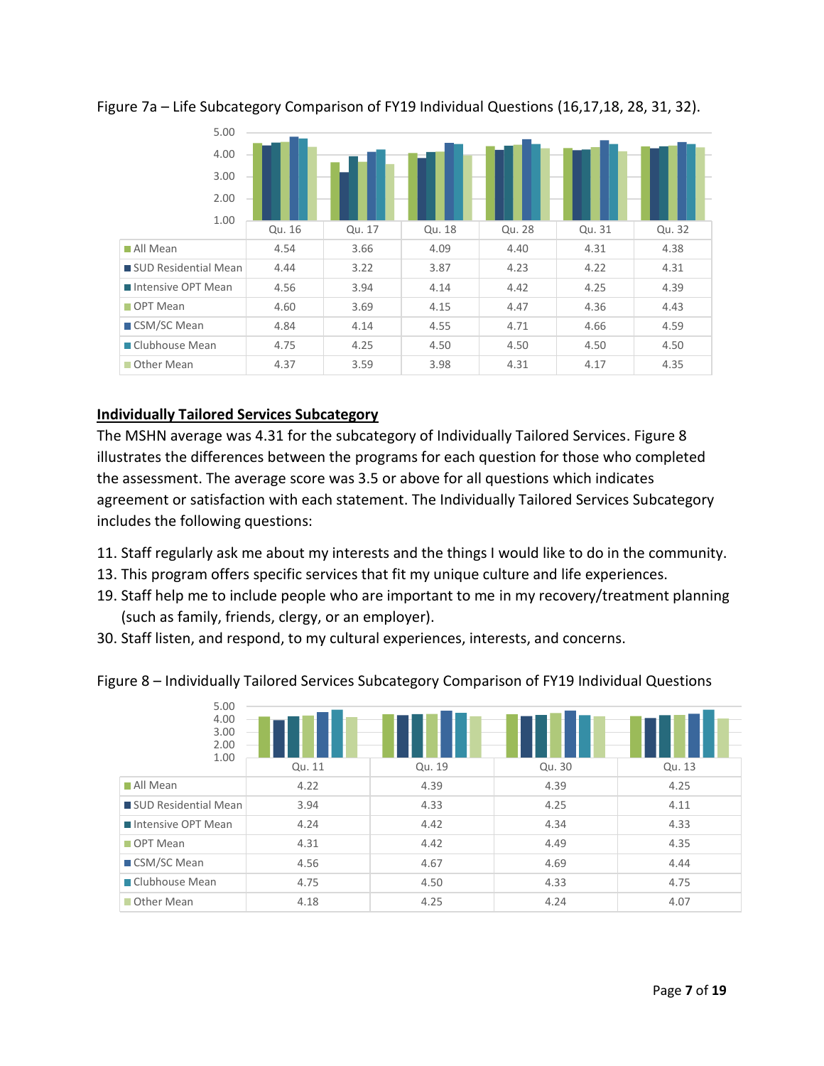Figure 7a – Life Subcategory Comparison of FY19 Individual Questions (16,17,18, 28, 31, 32).

| | Qu. 16 | Qu. 17 | Qu. 18 | Qu. 28 | Qu. 31 | Qu. 32 |
|---|---|---|---|---|---|---|
| All Mean | 4.54 | 3.66 | 4.09 | 4.40 | 4.31 | 4.38 |
| SUD Residential Mean | 4.44 | 3.22 | 3.87 | 4.23 | 4.22 | 4.31 |
| Intensive OPT Mean | 4.56 | 3.94 | 4.14 | 4.42 | 4.25 | 4.39 |
| OPT Mean | 4.60 | 3.69 | 4.15 | 4.47 | 4.36 | 4.43 |
| CSM/SC Mean | 4.84 | 4.14 | 4.55 | 4.71 | 4.66 | 4.59 |
| Clubhouse Mean | 4.75 | 4.25 | 4.50 | 4.50 | 4.50 | 4.50 |
| Other Mean | 4.37 | 3.59 | 3.98 | 4.31 | 4.17 | 4.35 |

## Individually Tailored Services Subcategory

The MSHN average was 4.31 for the subcategory of Individually Tailored Services. Figure 8 illustrates the differences between the programs for each question for those who completed the assessment. The average score was 3.5 or above for all questions which indicates agreement or satisfaction with each statement. The Individually Tailored Services Subcategory includes the following questions:

11. Staff regularly ask me about my interests and the things I would like to do in the community.
13. This program offers specific services that fit my unique culture and life experiences.
19. Staff help me to include people who are important to me in my recovery/treatment planning (such as family, friends, clergy, or an employer).
30. Staff listen, and respond, to my cultural experiences, interests, and concerns.

Figure 8 – Individually Tailored Services Subcategory Comparison of FY19 Individual Questions

| | Qu. 11 | Qu. 19 | Qu. 30 | Qu. 13 |
|---|---|---|---|---|
| All Mean | 4.22 | 4.39 | 4.39 | 4.25 |
| SUD Residential Mean | 3.94 | 4.33 | 4.25 | 4.11 |
| Intensive OPT Mean | 4.24 | 4.42 | 4.34 | 4.33 |
| OPT Mean | 4.31 | 4.42 | 4.49 | 4.35 |
| CSM/SC Mean | 4.56 | 4.67 | 4.69 | 4.44 |
| Clubhouse Mean | 4.75 | 4.50 | 4.33 | 4.75 |
| Other Mean | 4.18 | 4.25 | 4.24 | 4.07 |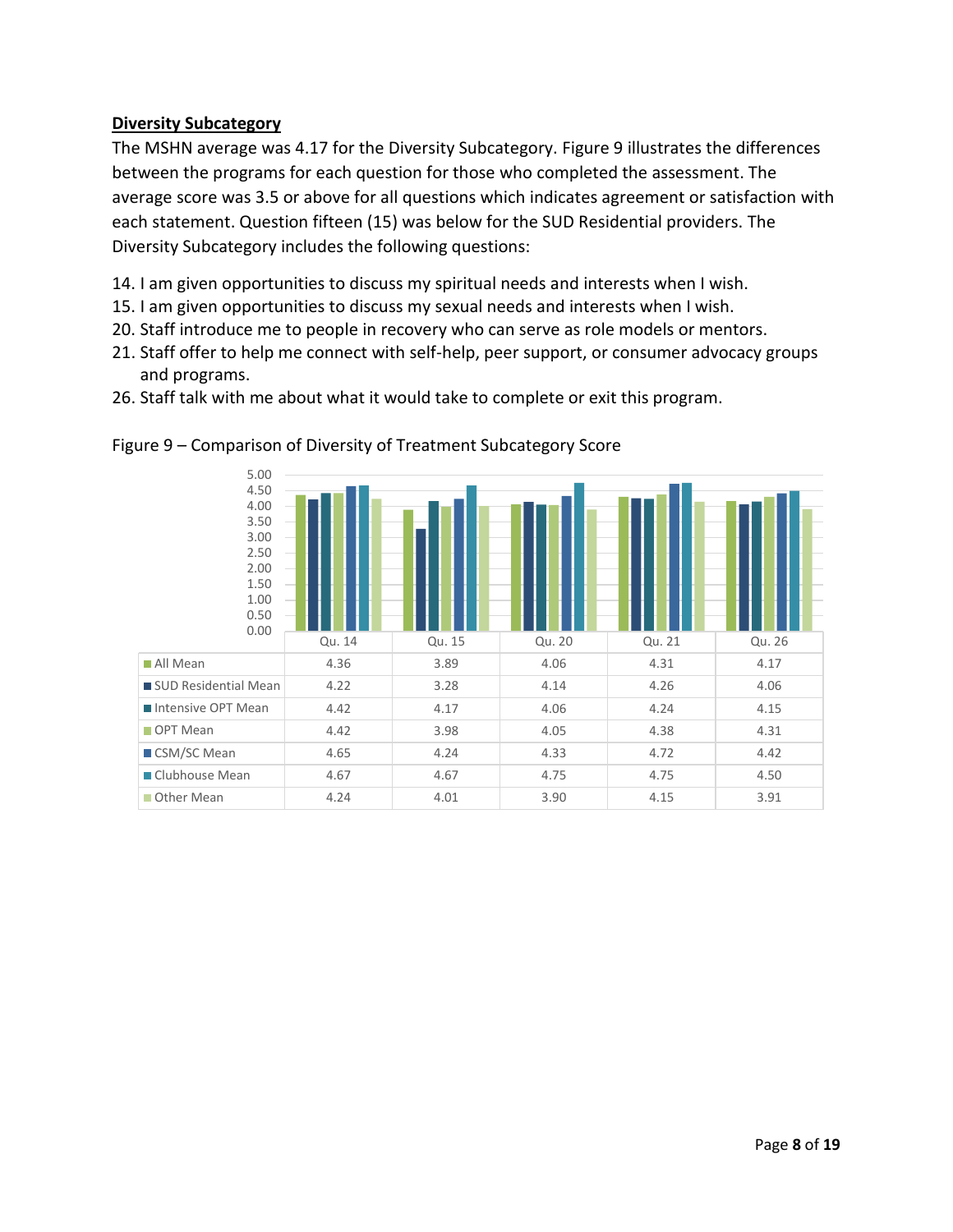**Diversity Subcategory**

The MSHN average was 4.17 for the Diversity Subcategory. Figure 9 illustrates the differences between the programs for each question for those who completed the assessment. The average score was 3.5 or above for all questions which indicates agreement or satisfaction with each statement. Question fifteen (15) was below for the SUD Residential providers. The Diversity Subcategory includes the following questions:

14. I am given opportunities to discuss my spiritual needs and interests when I wish.
15. I am given opportunities to discuss my sexual needs and interests when I wish.
20. Staff introduce me to people in recovery who can serve as role models or mentors.
21. Staff offer to help me connect with self-help, peer support, or consumer advocacy groups and programs.
26. Staff talk with me about what it would take to complete or exit this program.

Figure 9 – Comparison of Diversity of Treatment Subcategory Score

| | Qu. 14 | Qu. 15 | Qu. 20 | Qu. 21 | Qu. 26 |
|---|---|---|---|---|---|
| All Mean | 4.36 | 3.89 | 4.06 | 4.31 | 4.17 |
| SUD Residential Mean | 4.22 | 3.28 | 4.14 | 4.26 | 4.06 |
| Intensive OPT Mean | 4.42 | 4.17 | 4.06 | 4.24 | 4.15 |
| OPT Mean | 4.42 | 3.98 | 4.05 | 4.38 | 4.31 |
| CSM/SC Mean | 4.65 | 4.24 | 4.33 | 4.72 | 4.42 |
| Clubhouse Mean | 4.67 | 4.67 | 4.75 | 4.75 | 4.50 |
| Other Mean | 4.24 | 4.01 | 3.90 | 4.15 | 3.91 |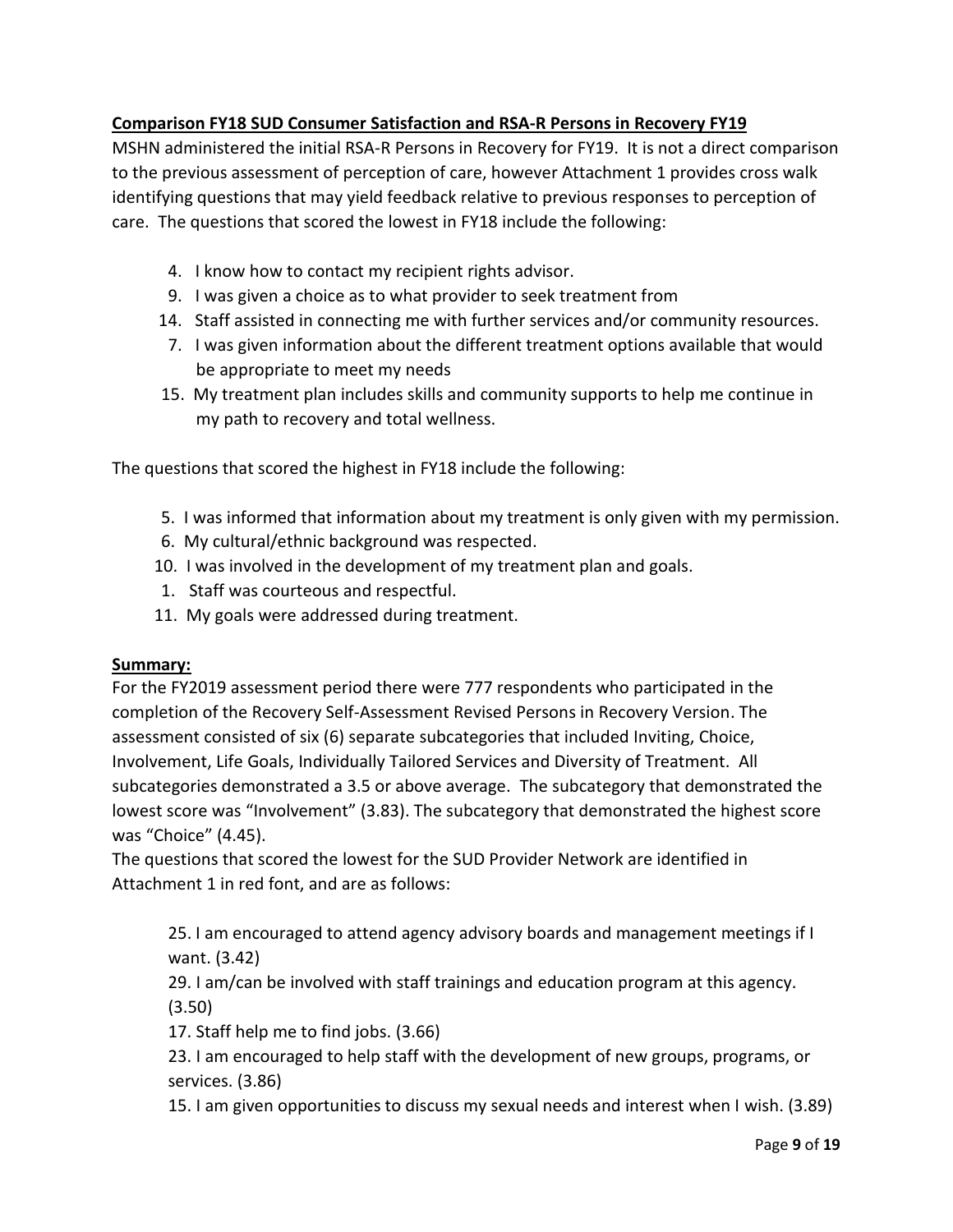**<u>Comparison FY18 SUD Consumer Satisfaction and RSA-R Persons in Recovery FY19</u>**

MSHN administered the initial RSA-R Persons in Recovery for FY19. It is not a direct comparison to the previous assessment of perception of care, however Attachment 1 provides cross walk identifying questions that may yield feedback relative to previous responses to perception of care. The questions that scored the lowest in FY18 include the following:

- 4. I know how to contact my recipient rights advisor.
- 9. I was given a choice as to what provider to seek treatment from
- 14. Staff assisted in connecting me with further services and/or community resources.
- 7. I was given information about the different treatment options available that would be appropriate to meet my needs
- 15. My treatment plan includes skills and community supports to help me continue in my path to recovery and total wellness.

The questions that scored the highest in FY18 include the following:

- 5. I was informed that information about my treatment is only given with my permission.
- 6. My cultural/ethnic background was respected.
- 10. I was involved in the development of my treatment plan and goals.
- 1. Staff was courteous and respectful.
- 11. My goals were addressed during treatment.

**<u>Summary:</u>**

For the FY2019 assessment period there were 777 respondents who participated in the completion of the Recovery Self-Assessment Revised Persons in Recovery Version. The assessment consisted of six (6) separate subcategories that included Inviting, Choice, Involvement, Life Goals, Individually Tailored Services and Diversity of Treatment. All subcategories demonstrated a 3.5 or above average. The subcategory that demonstrated the lowest score was "Involvement" (3.83). The subcategory that demonstrated the highest score was "Choice" (4.45).

The questions that scored the lowest for the SUD Provider Network are identified in Attachment 1 in red font, and are as follows:

25. I am encouraged to attend agency advisory boards and management meetings if I want. (3.42)

29. I am/can be involved with staff trainings and education program at this agency. (3.50)

17. Staff help me to find jobs. (3.66)

23. I am encouraged to help staff with the development of new groups, programs, or services. (3.86)

15. I am given opportunities to discuss my sexual needs and interest when I wish. (3.89)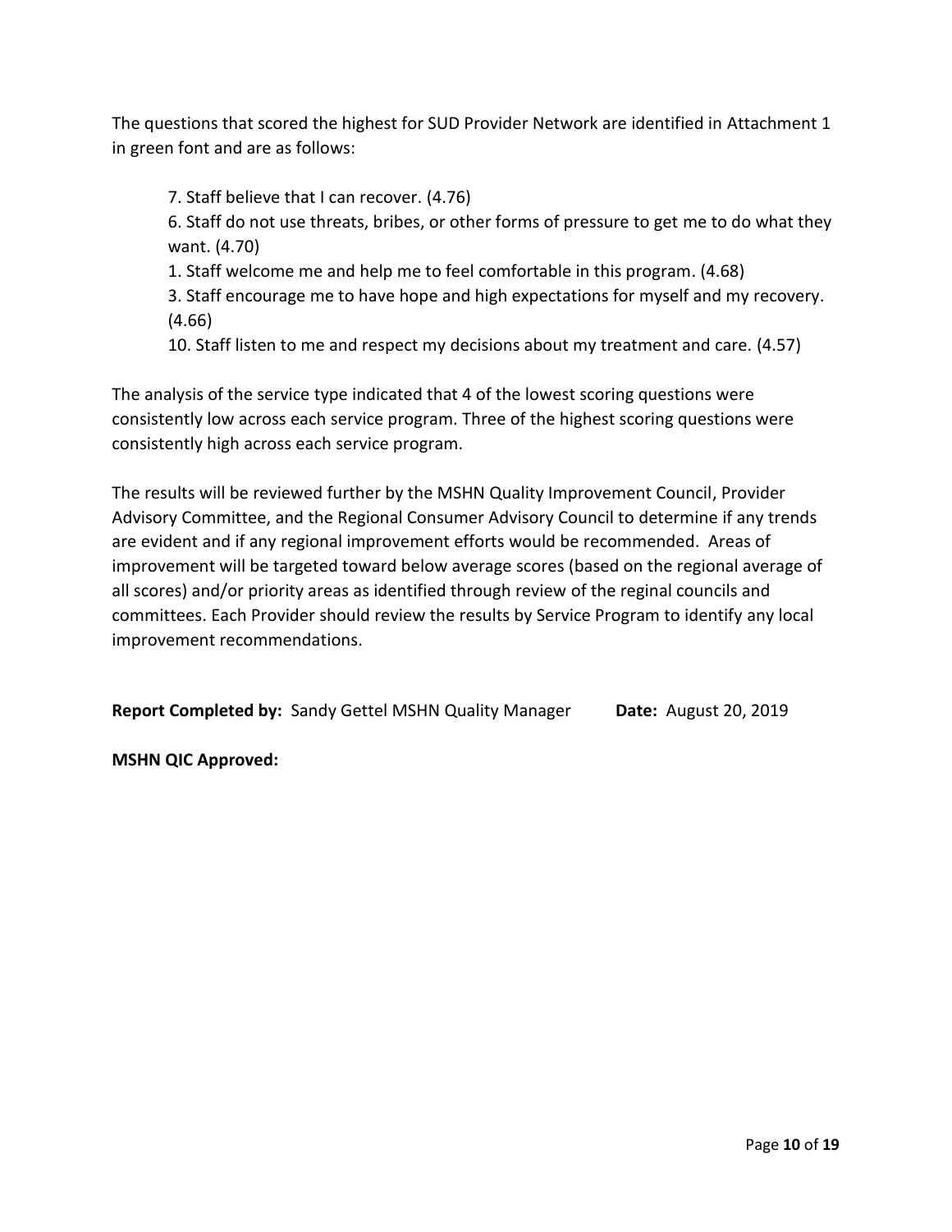The questions that scored the highest for SUD Provider Network are identified in Attachment 1 in green font and are as follows:

7. Staff believe that I can recover. (4.76)
6. Staff do not use threats, bribes, or other forms of pressure to get me to do what they want. (4.70)
1. Staff welcome me and help me to feel comfortable in this program. (4.68)
3. Staff encourage me to have hope and high expectations for myself and my recovery. (4.66)
10. Staff listen to me and respect my decisions about my treatment and care. (4.57)

The analysis of the service type indicated that 4 of the lowest scoring questions were consistently low across each service program. Three of the highest scoring questions were consistently high across each service program.

The results will be reviewed further by the MSHN Quality Improvement Council, Provider Advisory Committee, and the Regional Consumer Advisory Council to determine if any trends are evident and if any regional improvement efforts would be recommended. Areas of improvement will be targeted toward below average scores (based on the regional average of all scores) and/or priority areas as identified through review of the reginal councils and committees. Each Provider should review the results by Service Program to identify any local improvement recommendations.

**Report Completed by:** Sandy Gettel MSHN Quality Manager **Date:** August 20, 2019

**MSHN QIC Approved:**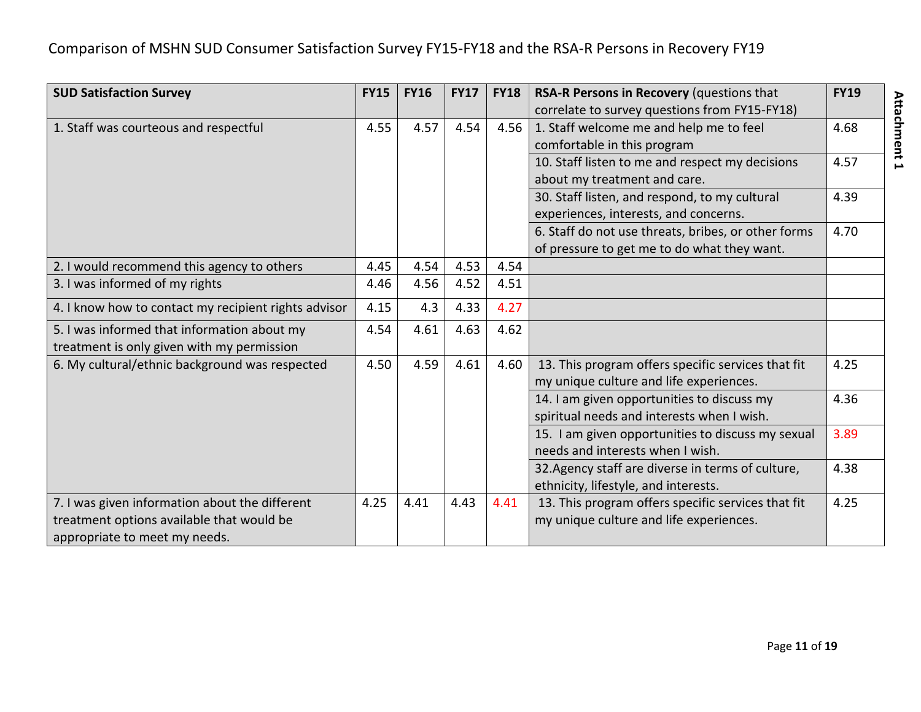Comparison of MSHN SUD Consumer Satisfaction Survey FY15-FY18 and the RSA-R Persons in Recovery FY19

Attachment 1

| SUD Satisfaction Survey | FY15 | FY16 | FY17 | FY18 | RSA-R Persons in Recovery (questions that correlate to survey questions from FY15-FY18) | FY19 |
|---|---|---|---|---|---|---|
| 1. Staff was courteous and respectful | 4.55 | 4.57 | 4.54 | 4.56 | 1. Staff welcome me and help me to feel comfortable in this program | 4.68 |
| | | | | | 10. Staff listen to me and respect my decisions about my treatment and care. | 4.57 |
| | | | | | 30. Staff listen, and respond, to my cultural experiences, interests, and concerns. | 4.39 |
| | | | | | 6. Staff do not use threats, bribes, or other forms of pressure to get me to do what they want. | 4.70 |
| 2. I would recommend this agency to others | 4.45 | 4.54 | 4.53 | 4.54 | | |
| 3. I was informed of my rights | 4.46 | 4.56 | 4.52 | 4.51 | | |
| 4. I know how to contact my recipient rights advisor | 4.15 | 4.3 | 4.33 | 4.27 | | |
| 5. I was informed that information about my treatment is only given with my permission | 4.54 | 4.61 | 4.63 | 4.62 | | |
| 6. My cultural/ethnic background was respected | 4.50 | 4.59 | 4.61 | 4.60 | 13. This program offers specific services that fit my unique culture and life experiences. | 4.25 |
| | | | | | 14. I am given opportunities to discuss my spiritual needs and interests when I wish. | 4.36 |
| | | | | | 15. I am given opportunities to discuss my sexual needs and interests when I wish. | 3.89 |
| | | | | | 32. Agency staff are diverse in terms of culture, ethnicity, lifestyle, and interests. | 4.38 |
| 7. I was given information about the different treatment options available that would be appropriate to meet my needs. | 4.25 | 4.41 | 4.43 | 4.41 | 13. This program offers specific services that fit my unique culture and life experiences. | 4.25 |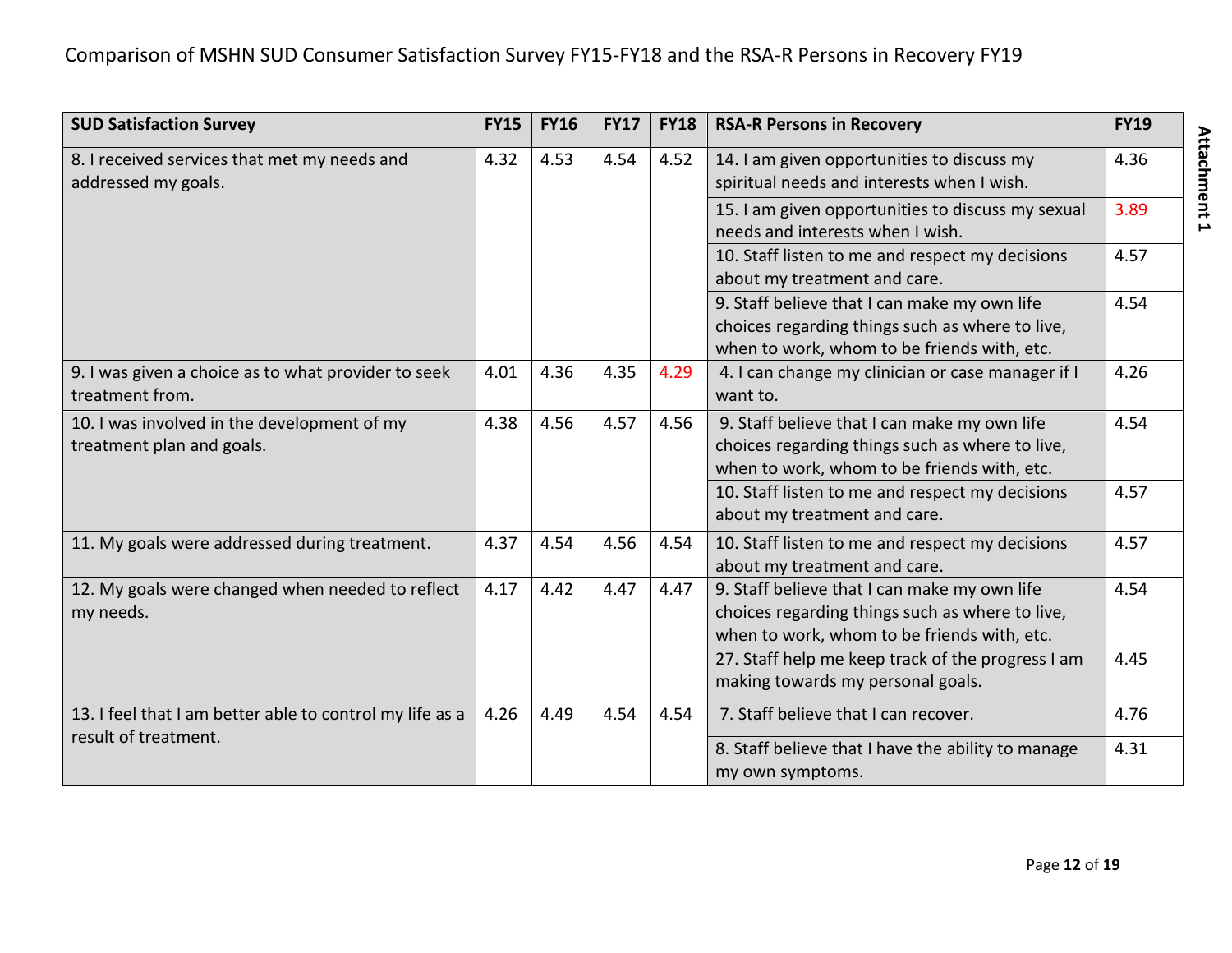Comparison of MSHN SUD Consumer Satisfaction Survey FY15-FY18 and the RSA-R Persons in Recovery FY19

| SUD Satisfaction Survey | FY15 | FY16 | FY17 | FY18 | RSA-R Persons in Recovery | FY19 |
|---|---|---|---|---|---|---|
| 8. I received services that met my needs and addressed my goals. | 4.32 | 4.53 | 4.54 | 4.52 | 14. I am given opportunities to discuss my spiritual needs and interests when I wish. | 4.36 |
| | | | | | 15. I am given opportunities to discuss my sexual needs and interests when I wish. | 3.89 |
| | | | | | 10. Staff listen to me and respect my decisions about my treatment and care. | 4.57 |
| | | | | | 9. Staff believe that I can make my own life choices regarding things such as where to live, when to work, whom to be friends with, etc. | 4.54 |
| 9. I was given a choice as to what provider to seek treatment from. | 4.01 | 4.36 | 4.35 | 4.29 | 4. I can change my clinician or case manager if I want to. | 4.26 |
| 10. I was involved in the development of my treatment plan and goals. | 4.38 | 4.56 | 4.57 | 4.56 | 9. Staff believe that I can make my own life choices regarding things such as where to live, when to work, whom to be friends with, etc. | 4.54 |
| | | | | | 10. Staff listen to me and respect my decisions about my treatment and care. | 4.57 |
| 11. My goals were addressed during treatment. | 4.37 | 4.54 | 4.56 | 4.54 | 10. Staff listen to me and respect my decisions about my treatment and care. | 4.57 |
| 12. My goals were changed when needed to reflect my needs. | 4.17 | 4.42 | 4.47 | 4.47 | 9. Staff believe that I can make my own life choices regarding things such as where to live, when to work, whom to be friends with, etc. | 4.54 |
| | | | | | 27. Staff help me keep track of the progress I am making towards my personal goals. | 4.45 |
| 13. I feel that I am better able to control my life as a result of treatment. | 4.26 | 4.49 | 4.54 | 4.54 | 7. Staff believe that I can recover. | 4.76 |
| | | | | | 8. Staff believe that I have the ability to manage my own symptoms. | 4.31 |

**Attachment 1**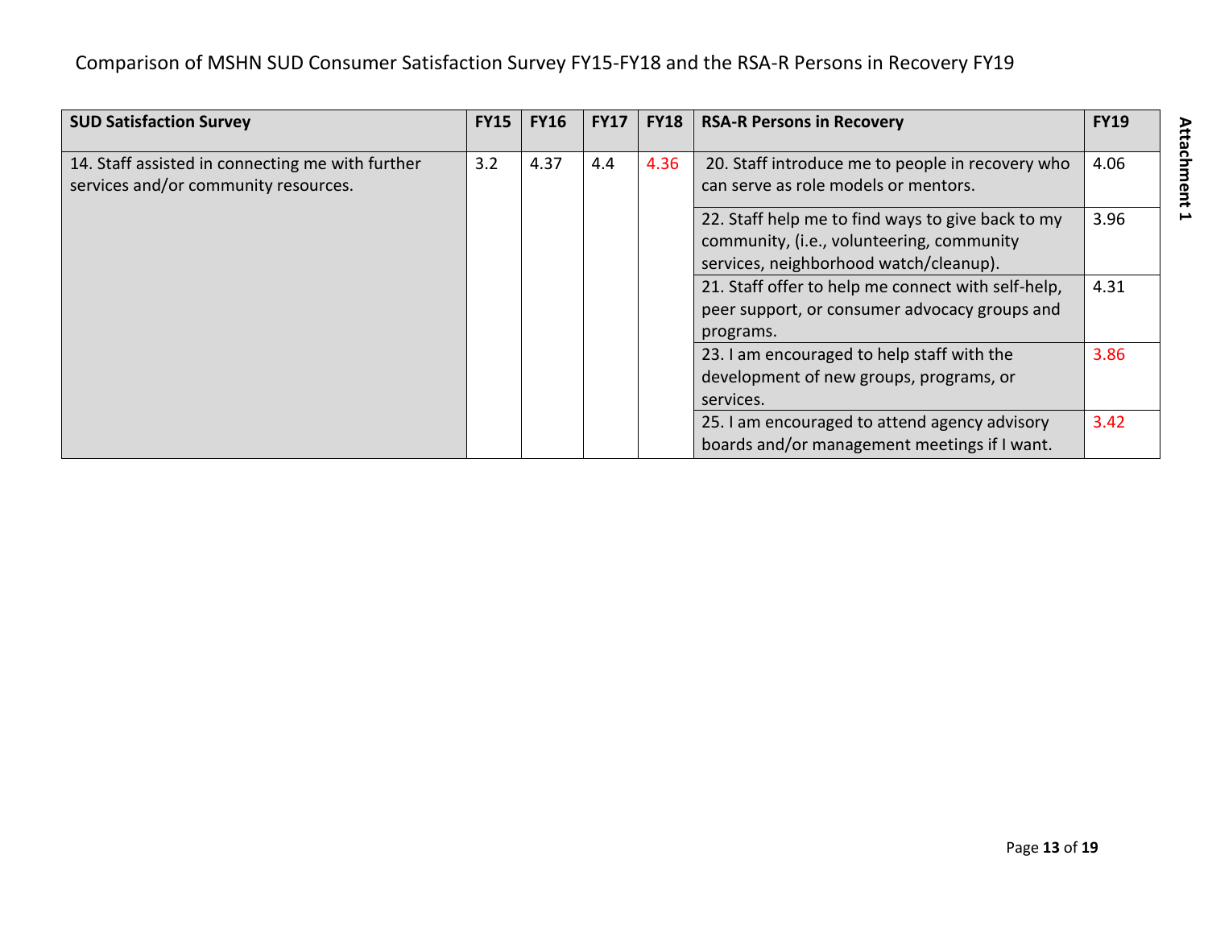Comparison of MSHN SUD Consumer Satisfaction Survey FY15-FY18 and the RSA-R Persons in Recovery FY19

| SUD Satisfaction Survey | FY15 | FY16 | FY17 | FY18 | RSA-R Persons in Recovery | FY19 |
|---|---|---|---|---|---|---|
| 14. Staff assisted in connecting me with further services and/or community resources. | 3.2 | 4.37 | 4.4 | 4.36 | 20. Staff introduce me to people in recovery who can serve as role models or mentors. | 4.06 |
| | | | | | 22. Staff help me to find ways to give back to my community, (i.e., volunteering, community services, neighborhood watch/cleanup). | 3.96 |
| | | | | | 21. Staff offer to help me connect with self-help, peer support, or consumer advocacy groups and programs. | 4.31 |
| | | | | | 23. I am encouraged to help staff with the development of new groups, programs, or services. | 3.86 |
| | | | | | 25. I am encouraged to attend agency advisory boards and/or management meetings if I want. | 3.42 |

**Attachment 1**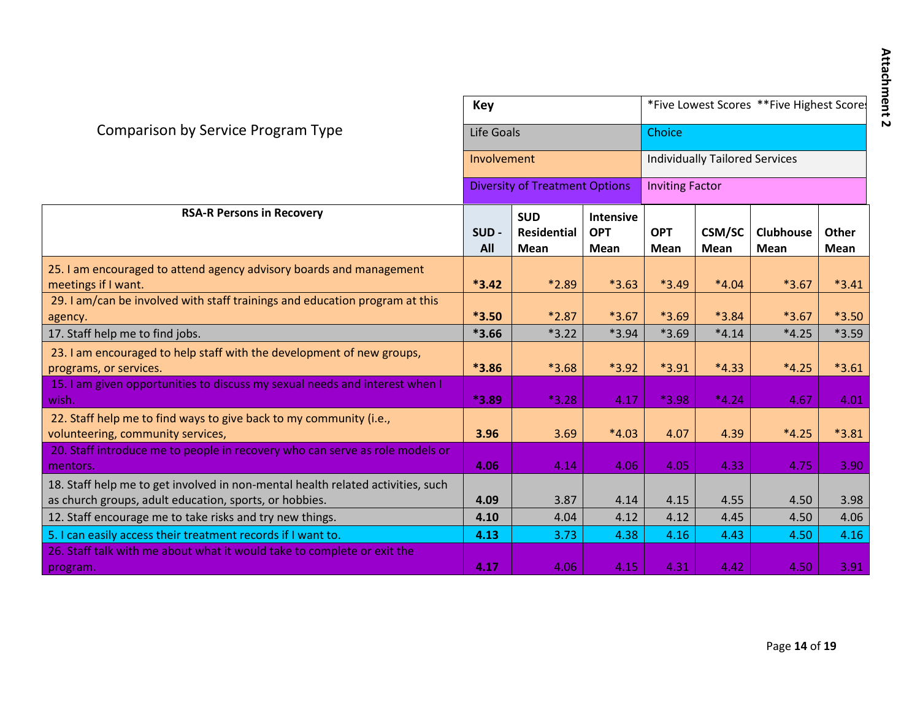## Comparison by Service Program Type

| Key | *Five Lowest Scores **Five Highest Scores |
|---|---|
| Life Goals | Choice |
| Involvement | Individually Tailored Services |
| Diversity of Treatment Options | Inviting Factor |

| RSA-R Persons in Recovery | SUD - All | SUD Residential Mean | Intensive OPT Mean | OPT Mean | CSM/SC Mean | Clubhouse Mean | Other Mean |
|---|---|---|---|---|---|---|---|
| 25. I am encouraged to attend agency advisory boards and management meetings if I want. | **\*3.42** | \*2.89 | \*3.63 | \*3.49 | \*4.04 | \*3.67 | \*3.41 |
| 29. I am/can be involved with staff trainings and education program at this agency. | **\*3.50** | \*2.87 | \*3.67 | \*3.69 | \*3.84 | \*3.67 | \*3.50 |
| 17. Staff help me to find jobs. | **\*3.66** | \*3.22 | \*3.94 | \*3.69 | \*4.14 | \*4.25 | \*3.59 |
| 23. I am encouraged to help staff with the development of new groups, programs, or services. | **\*3.86** | \*3.68 | \*3.92 | \*3.91 | \*4.33 | \*4.25 | \*3.61 |
| 15. I am given opportunities to discuss my sexual needs and interest when I wish. | **\*3.89** | \*3.28 | 4.17 | \*3.98 | \*4.24 | 4.67 | 4.01 |
| 22. Staff help me to find ways to give back to my community (i.e., volunteering, community services, | **3.96** | 3.69 | \*4.03 | 4.07 | 4.39 | \*4.25 | \*3.81 |
| 20. Staff introduce me to people in recovery who can serve as role models or mentors. | **4.06** | 4.14 | 4.06 | 4.05 | 4.33 | 4.75 | 3.90 |
| 18. Staff help me to get involved in non-mental health related activities, such as church groups, adult education, sports, or hobbies. | **4.09** | 3.87 | 4.14 | 4.15 | 4.55 | 4.50 | 3.98 |
| 12. Staff encourage me to take risks and try new things. | **4.10** | 4.04 | 4.12 | 4.12 | 4.45 | 4.50 | 4.06 |
| 5. I can easily access their treatment records if I want to. | **4.13** | 3.73 | 4.38 | 4.16 | 4.43 | 4.50 | 4.16 |
| 26. Staff talk with me about what it would take to complete or exit the program. | **4.17** | 4.06 | 4.15 | 4.31 | 4.42 | 4.50 | 3.91 |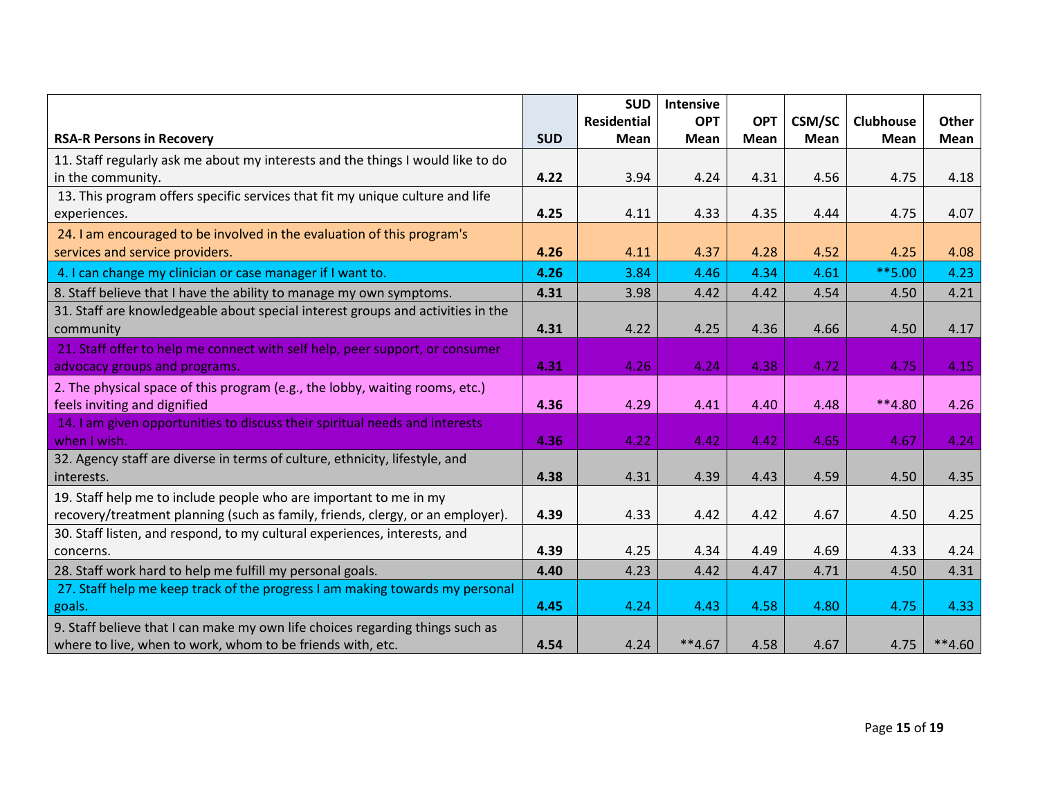| RSA-R Persons in Recovery | SUD | SUD Residential Mean | Intensive OPT Mean | OPT Mean | CSM/SC Mean | Clubhouse Mean | Other Mean |
|---|---|---|---|---|---|---|---|
| 11. Staff regularly ask me about my interests and the things I would like to do in the community. | **4.22** | 3.94 | 4.24 | 4.31 | 4.56 | 4.75 | 4.18 |
| 13. This program offers specific services that fit my unique culture and life experiences. | **4.25** | 4.11 | 4.33 | 4.35 | 4.44 | 4.75 | 4.07 |
| 24. I am encouraged to be involved in the evaluation of this program's services and service providers. | **4.26** | 4.11 | 4.37 | 4.28 | 4.52 | 4.25 | 4.08 |
| 4. I can change my clinician or case manager if I want to. | **4.26** | 3.84 | 4.46 | 4.34 | 4.61 | **5.00 | 4.23 |
| 8. Staff believe that I have the ability to manage my own symptoms. | **4.31** | 3.98 | 4.42 | 4.42 | 4.54 | 4.50 | 4.21 |
| 31. Staff are knowledgeable about special interest groups and activities in the community | **4.31** | 4.22 | 4.25 | 4.36 | 4.66 | 4.50 | 4.17 |
| 21. Staff offer to help me connect with self help, peer support, or consumer advocacy groups and programs. | **4.31** | 4.26 | 4.24 | 4.38 | 4.72 | 4.75 | 4.15 |
| 2. The physical space of this program (e.g., the lobby, waiting rooms, etc.) feels inviting and dignified | **4.36** | 4.29 | 4.41 | 4.40 | 4.48 | **4.80 | 4.26 |
| 14. I am given opportunities to discuss their spiritual needs and interests when I wish. | **4.36** | 4.22 | 4.42 | 4.42 | 4.65 | 4.67 | 4.24 |
| 32. Agency staff are diverse in terms of culture, ethnicity, lifestyle, and interests. | **4.38** | 4.31 | 4.39 | 4.43 | 4.59 | 4.50 | 4.35 |
| 19. Staff help me to include people who are important to me in my recovery/treatment planning (such as family, friends, clergy, or an employer). | **4.39** | 4.33 | 4.42 | 4.42 | 4.67 | 4.50 | 4.25 |
| 30. Staff listen, and respond, to my cultural experiences, interests, and concerns. | **4.39** | 4.25 | 4.34 | 4.49 | 4.69 | 4.33 | 4.24 |
| 28. Staff work hard to help me fulfill my personal goals. | **4.40** | 4.23 | 4.42 | 4.47 | 4.71 | 4.50 | 4.31 |
| 27. Staff help me keep track of the progress I am making towards my personal goals. | **4.45** | 4.24 | 4.43 | 4.58 | 4.80 | 4.75 | 4.33 |
| 9. Staff believe that I can make my own life choices regarding things such as where to live, when to work, whom to be friends with, etc. | **4.54** | 4.24 | **4.67 | 4.58 | 4.67 | 4.75 | **4.60 |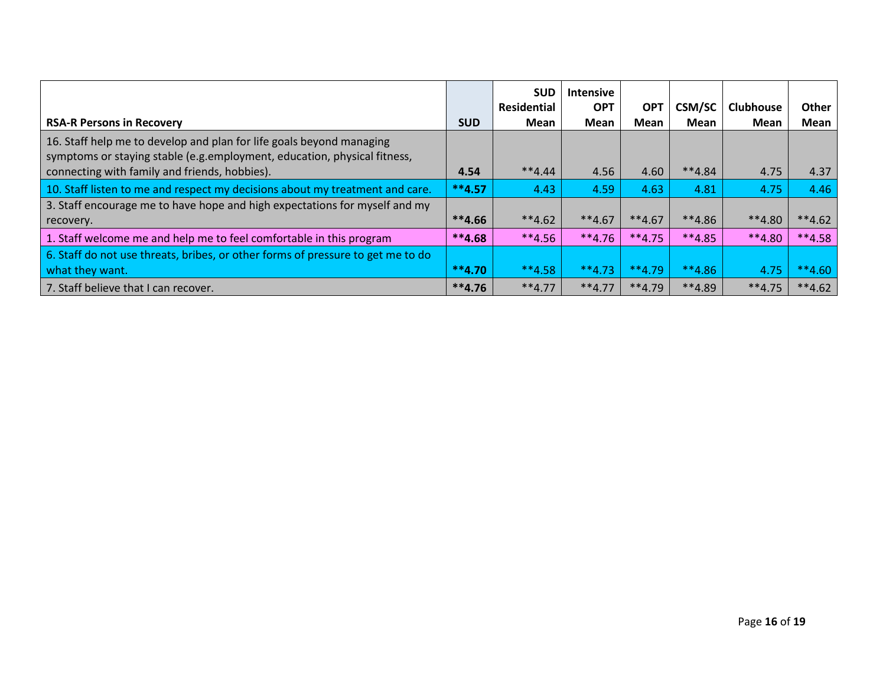| RSA-R Persons in Recovery | SUD | SUD Residential Mean | Intensive OPT Mean | OPT Mean | CSM/SC Mean | Clubhouse Mean | Other Mean |
|---|---|---|---|---|---|---|---|
| 16. Staff help me to develop and plan for life goals beyond managing symptoms or staying stable (e.g.employment, education, physical fitness, connecting with family and friends, hobbies). | **4.54** | **4.44 | 4.56 | 4.60 | **4.84 | 4.75 | 4.37 |
| 10. Staff listen to me and respect my decisions about my treatment and care. | **\*\*4.57** | 4.43 | 4.59 | 4.63 | 4.81 | 4.75 | 4.46 |
| 3. Staff encourage me to have hope and high expectations for myself and my recovery. | **\*\*4.66** | **4.62 | **4.67 | **4.67 | **4.86 | **4.80 | **4.62 |
| 1. Staff welcome me and help me to feel comfortable in this program | **\*\*4.68** | **4.56 | **4.76 | **4.75 | **4.85 | **4.80 | **4.58 |
| 6. Staff do not use threats, bribes, or other forms of pressure to get me to do what they want. | **\*\*4.70** | **4.58 | **4.73 | **4.79 | **4.86 | 4.75 | **4.60 |
| 7. Staff believe that I can recover. | **\*\*4.76** | **4.77 | **4.77 | **4.79 | **4.89 | **4.75 | **4.62 |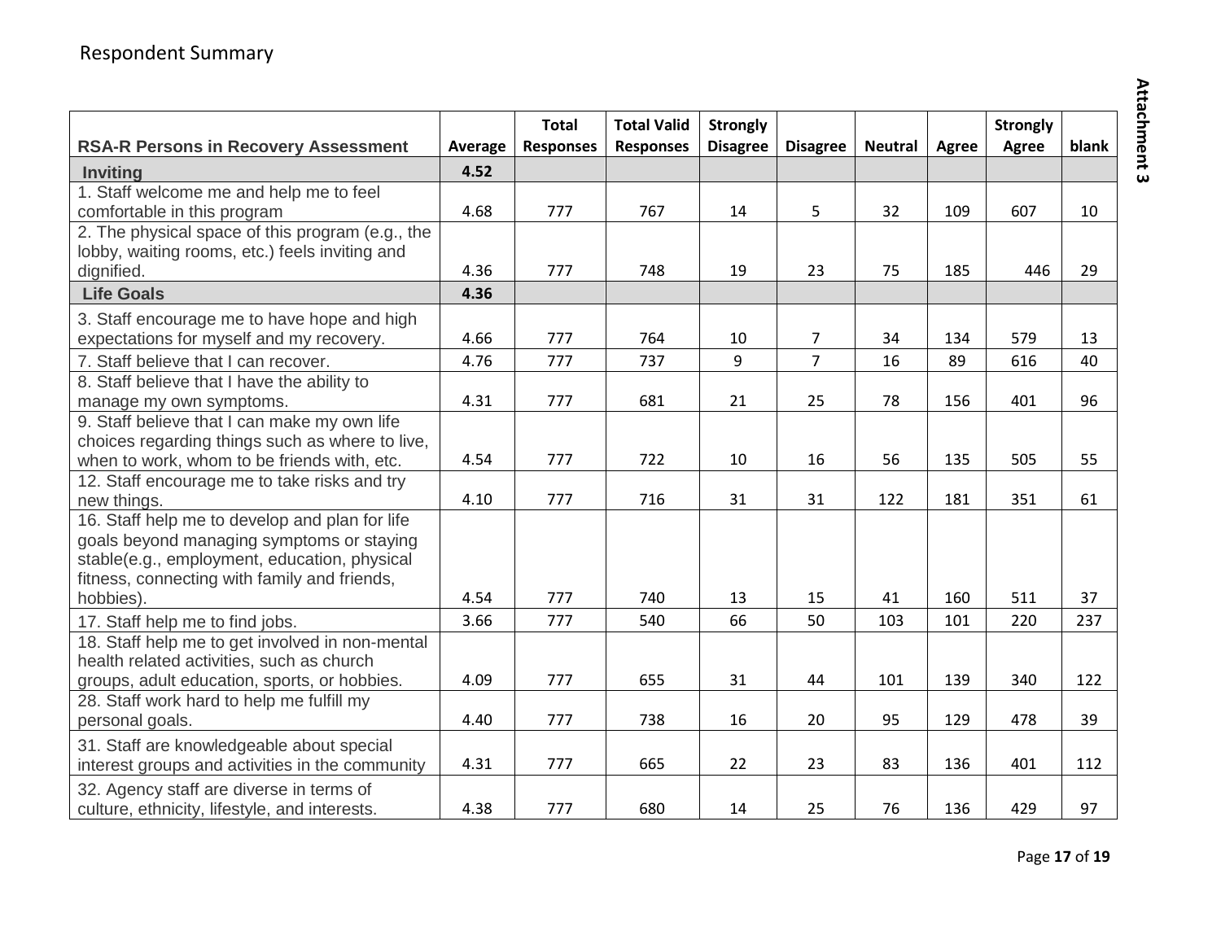Respondent Summary

Attachment 3

| RSA-R Persons in Recovery Assessment | Average | Total Responses | Total Valid Responses | Strongly Disagree | Disagree | Neutral | Agree | Strongly Agree | blank |
|---|---|---|---|---|---|---|---|---|---|
| **Inviting** | **4.52** | | | | | | | | |
| 1. Staff welcome me and help me to feel comfortable in this program | 4.68 | 777 | 767 | 14 | 5 | 32 | 109 | 607 | 10 |
| 2. The physical space of this program (e.g., the lobby, waiting rooms, etc.) feels inviting and dignified. | 4.36 | 777 | 748 | 19 | 23 | 75 | 185 | 446 | 29 |
| **Life Goals** | **4.36** | | | | | | | | |
| 3. Staff encourage me to have hope and high expectations for myself and my recovery. | 4.66 | 777 | 764 | 10 | 7 | 34 | 134 | 579 | 13 |
| 7. Staff believe that I can recover. | 4.76 | 777 | 737 | 9 | 7 | 16 | 89 | 616 | 40 |
| 8. Staff believe that I have the ability to manage my own symptoms. | 4.31 | 777 | 681 | 21 | 25 | 78 | 156 | 401 | 96 |
| 9. Staff believe that I can make my own life choices regarding things such as where to live, when to work, whom to be friends with, etc. | 4.54 | 777 | 722 | 10 | 16 | 56 | 135 | 505 | 55 |
| 12. Staff encourage me to take risks and try new things. | 4.10 | 777 | 716 | 31 | 31 | 122 | 181 | 351 | 61 |
| 16. Staff help me to develop and plan for life goals beyond managing symptoms or staying stable(e.g., employment, education, physical fitness, connecting with family and friends, hobbies). | 4.54 | 777 | 740 | 13 | 15 | 41 | 160 | 511 | 37 |
| 17. Staff help me to find jobs. | 3.66 | 777 | 540 | 66 | 50 | 103 | 101 | 220 | 237 |
| 18. Staff help me to get involved in non-mental health related activities, such as church groups, adult education, sports, or hobbies. | 4.09 | 777 | 655 | 31 | 44 | 101 | 139 | 340 | 122 |
| 28. Staff work hard to help me fulfill my personal goals. | 4.40 | 777 | 738 | 16 | 20 | 95 | 129 | 478 | 39 |
| 31. Staff are knowledgeable about special interest groups and activities in the community | 4.31 | 777 | 665 | 22 | 23 | 83 | 136 | 401 | 112 |
| 32. Agency staff are diverse in terms of culture, ethnicity, lifestyle, and interests. | 4.38 | 777 | 680 | 14 | 25 | 76 | 136 | 429 | 97 |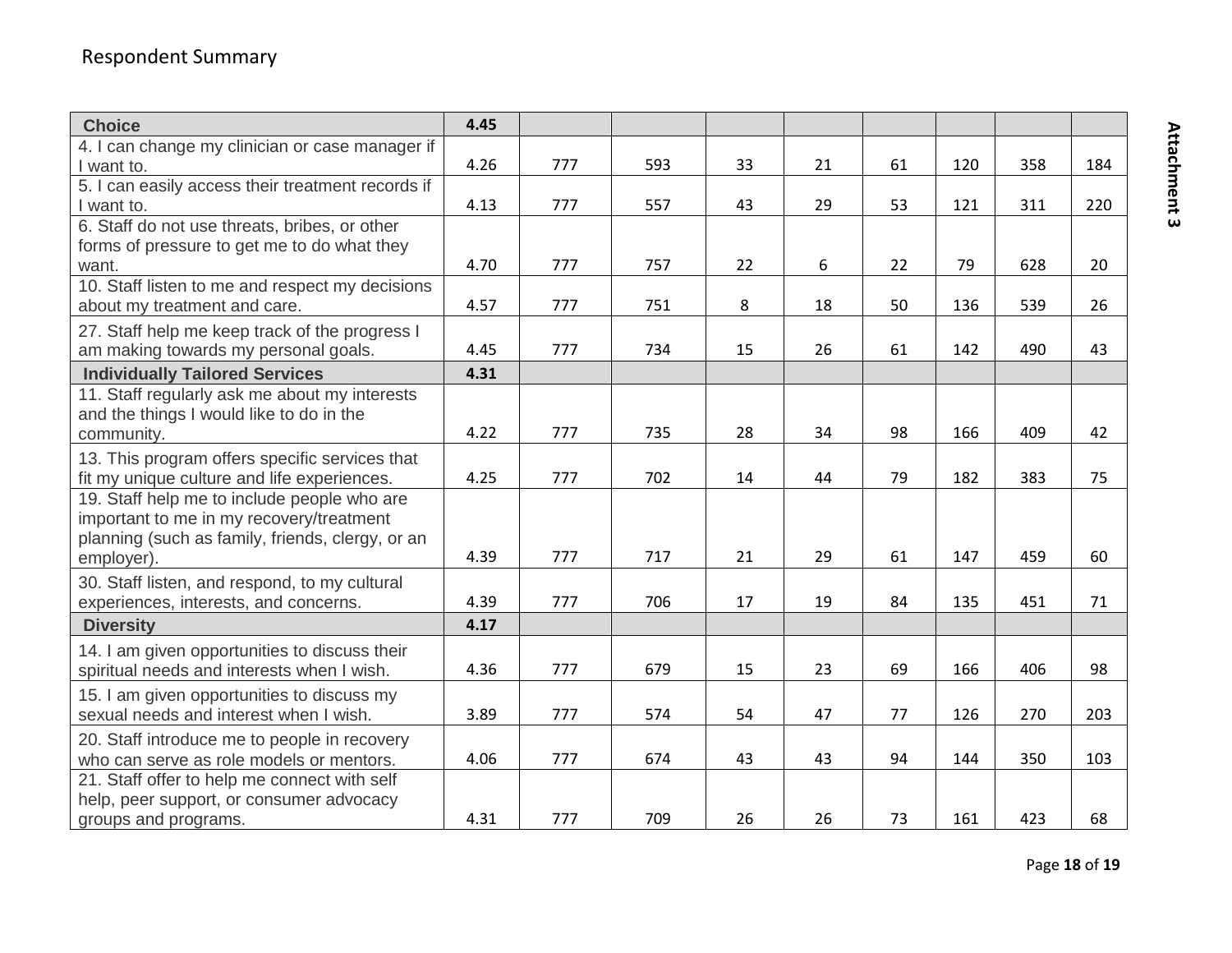Respondent Summary

| Choice | 4.45 | | | | | | | | |
|---|---|---|---|---|---|---|---|---|---|
| 4. I can change my clinician or case manager if I want to. | 4.26 | 777 | 593 | 33 | 21 | 61 | 120 | 358 | 184 |
| 5. I can easily access their treatment records if I want to. | 4.13 | 777 | 557 | 43 | 29 | 53 | 121 | 311 | 220 |
| 6. Staff do not use threats, bribes, or other forms of pressure to get me to do what they want. | 4.70 | 777 | 757 | 22 | 6 | 22 | 79 | 628 | 20 |
| 10. Staff listen to me and respect my decisions about my treatment and care. | 4.57 | 777 | 751 | 8 | 18 | 50 | 136 | 539 | 26 |
| 27. Staff help me keep track of the progress I am making towards my personal goals. | 4.45 | 777 | 734 | 15 | 26 | 61 | 142 | 490 | 43 |
| **Individually Tailored Services** | **4.31** | | | | | | | | |
| 11. Staff regularly ask me about my interests and the things I would like to do in the community. | 4.22 | 777 | 735 | 28 | 34 | 98 | 166 | 409 | 42 |
| 13. This program offers specific services that fit my unique culture and life experiences. | 4.25 | 777 | 702 | 14 | 44 | 79 | 182 | 383 | 75 |
| 19. Staff help me to include people who are important to me in my recovery/treatment planning (such as family, friends, clergy, or an employer). | 4.39 | 777 | 717 | 21 | 29 | 61 | 147 | 459 | 60 |
| 30. Staff listen, and respond, to my cultural experiences, interests, and concerns. | 4.39 | 777 | 706 | 17 | 19 | 84 | 135 | 451 | 71 |
| **Diversity** | **4.17** | | | | | | | | |
| 14. I am given opportunities to discuss their spiritual needs and interests when I wish. | 4.36 | 777 | 679 | 15 | 23 | 69 | 166 | 406 | 98 |
| 15. I am given opportunities to discuss my sexual needs and interest when I wish. | 3.89 | 777 | 574 | 54 | 47 | 77 | 126 | 270 | 203 |
| 20. Staff introduce me to people in recovery who can serve as role models or mentors. | 4.06 | 777 | 674 | 43 | 43 | 94 | 144 | 350 | 103 |
| 21. Staff offer to help me connect with self help, peer support, or consumer advocacy groups and programs. | 4.31 | 777 | 709 | 26 | 26 | 73 | 161 | 423 | 68 |

Attachment 3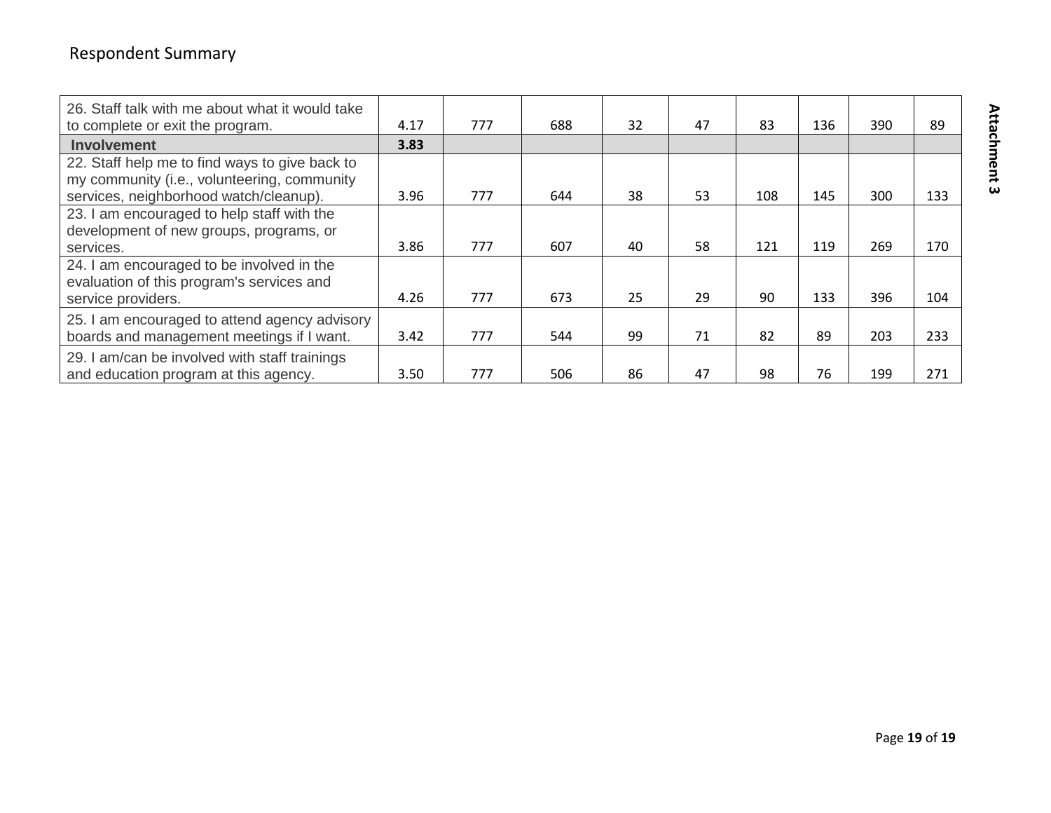Respondent Summary

| | | | | | | | | | |
|---|---|---|---|---|---|---|---|---|---|
| 26. Staff talk with me about what it would take to complete or exit the program. | 4.17 | 777 | 688 | 32 | 47 | 83 | 136 | 390 | 89 |
| **Involvement** | **3.83** | | | | | | | | |
| 22. Staff help me to find ways to give back to my community (i.e., volunteering, community services, neighborhood watch/cleanup). | 3.96 | 777 | 644 | 38 | 53 | 108 | 145 | 300 | 133 |
| 23. I am encouraged to help staff with the development of new groups, programs, or services. | 3.86 | 777 | 607 | 40 | 58 | 121 | 119 | 269 | 170 |
| 24. I am encouraged to be involved in the evaluation of this program's services and service providers. | 4.26 | 777 | 673 | 25 | 29 | 90 | 133 | 396 | 104 |
| 25. I am encouraged to attend agency advisory boards and management meetings if I want. | 3.42 | 777 | 544 | 99 | 71 | 82 | 89 | 203 | 233 |
| 29. I am/can be involved with staff trainings and education program at this agency. | 3.50 | 777 | 506 | 86 | 47 | 98 | 76 | 199 | 271 |

**Attachment 3**